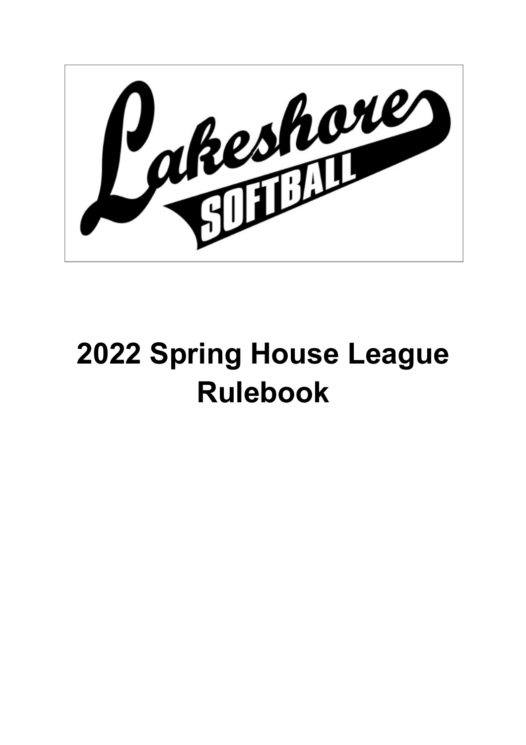Lakeshore SOFTBALL

# 2022 Spring House League Rulebook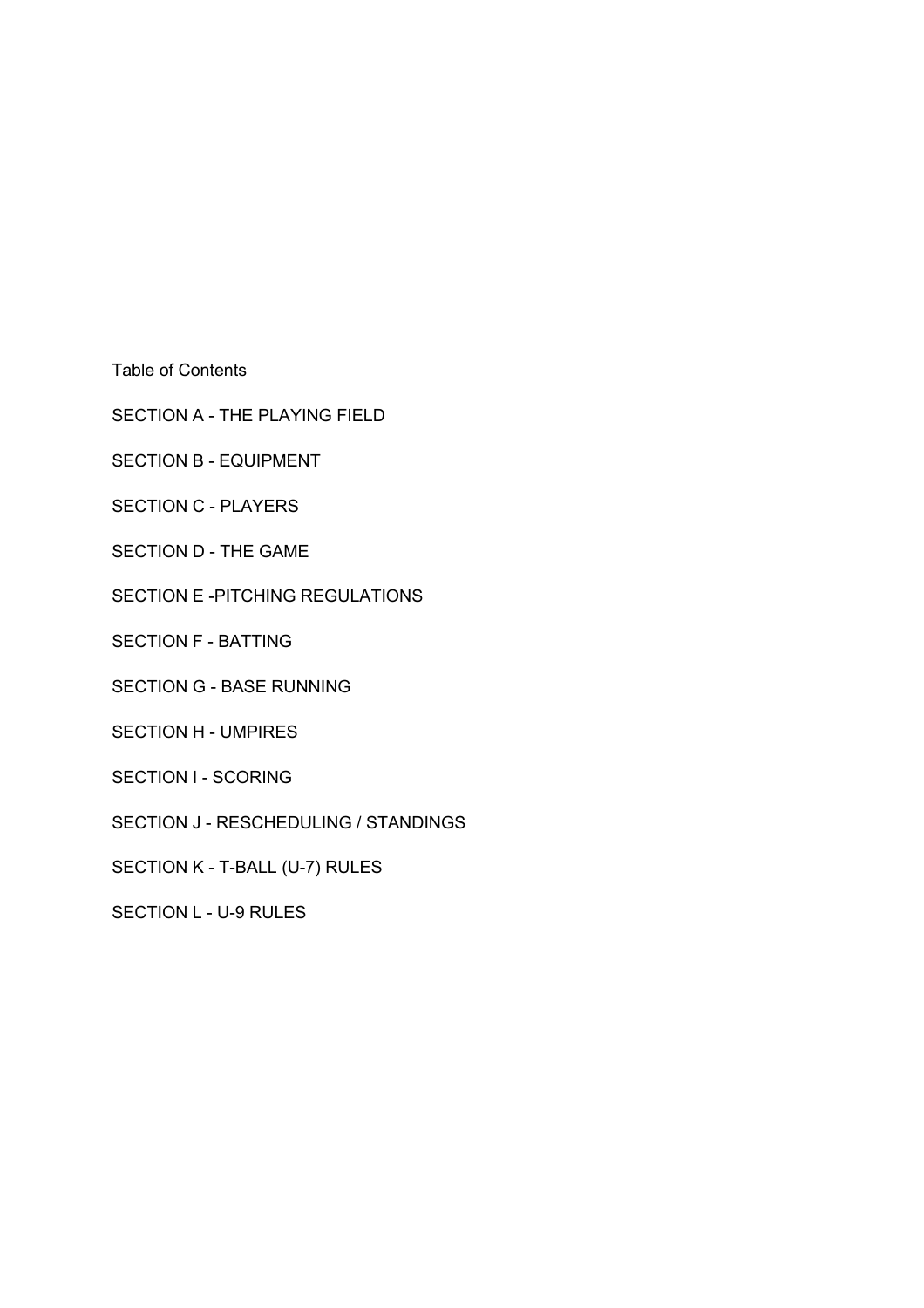Table of Contents

SECTION A - THE PLAYING FIELD

SECTION B - EQUIPMENT

SECTION C - PLAYERS

SECTION D - THE GAME

SECTION E -PITCHING REGULATIONS

SECTION F - BATTING

SECTION G - BASE RUNNING

SECTION H - UMPIRES

SECTION I - SCORING

SECTION J - RESCHEDULING / STANDINGS

SECTION K - T-BALL (U-7) RULES

SECTION L - U-9 RULES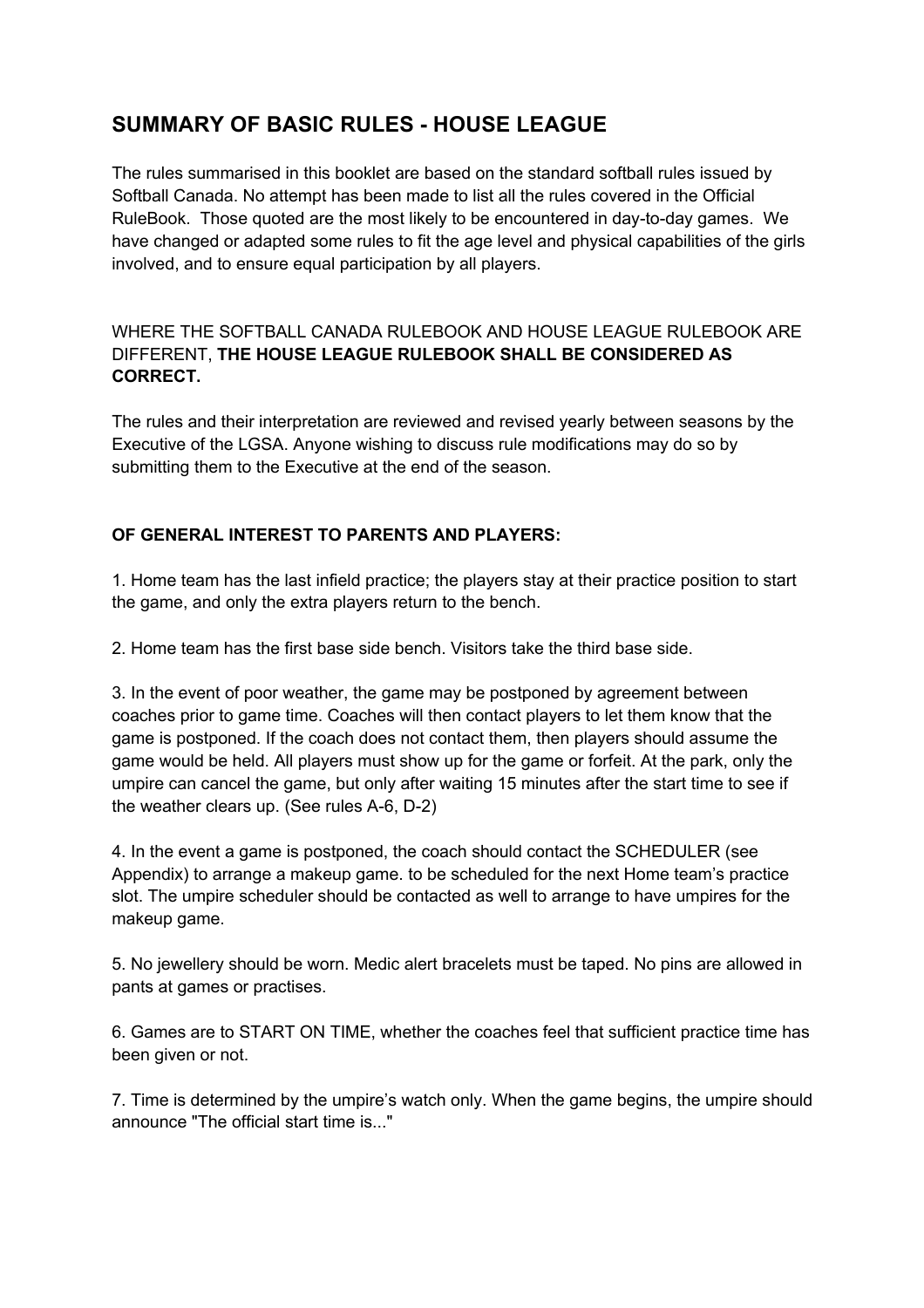## SUMMARY OF BASIC RULES - HOUSE LEAGUE

The rules summarised in this booklet are based on the standard softball rules issued by Softball Canada. No attempt has been made to list all the rules covered in the Official RuleBook. Those quoted are the most likely to be encountered in day-to-day games. We have changed or adapted some rules to fit the age level and physical capabilities of the girls involved, and to ensure equal participation by all players.

WHERE THE SOFTBALL CANADA RULEBOOK AND HOUSE LEAGUE RULEBOOK ARE DIFFERENT, **THE HOUSE LEAGUE RULEBOOK SHALL BE CONSIDERED AS CORRECT.**

The rules and their interpretation are reviewed and revised yearly between seasons by the Executive of the LGSA. Anyone wishing to discuss rule modifications may do so by submitting them to the Executive at the end of the season.

**OF GENERAL INTEREST TO PARENTS AND PLAYERS:**

1. Home team has the last infield practice; the players stay at their practice position to start the game, and only the extra players return to the bench.

2. Home team has the first base side bench. Visitors take the third base side.

3. In the event of poor weather, the game may be postponed by agreement between coaches prior to game time. Coaches will then contact players to let them know that the game is postponed. If the coach does not contact them, then players should assume the game would be held. All players must show up for the game or forfeit. At the park, only the umpire can cancel the game, but only after waiting 15 minutes after the start time to see if the weather clears up. (See rules A-6, D-2)

4. In the event a game is postponed, the coach should contact the SCHEDULER (see Appendix) to arrange a makeup game. to be scheduled for the next Home team's practice slot. The umpire scheduler should be contacted as well to arrange to have umpires for the makeup game.

5. No jewellery should be worn. Medic alert bracelets must be taped. No pins are allowed in pants at games or practises.

6. Games are to START ON TIME, whether the coaches feel that sufficient practice time has been given or not.

7. Time is determined by the umpire's watch only. When the game begins, the umpire should announce "The official start time is..."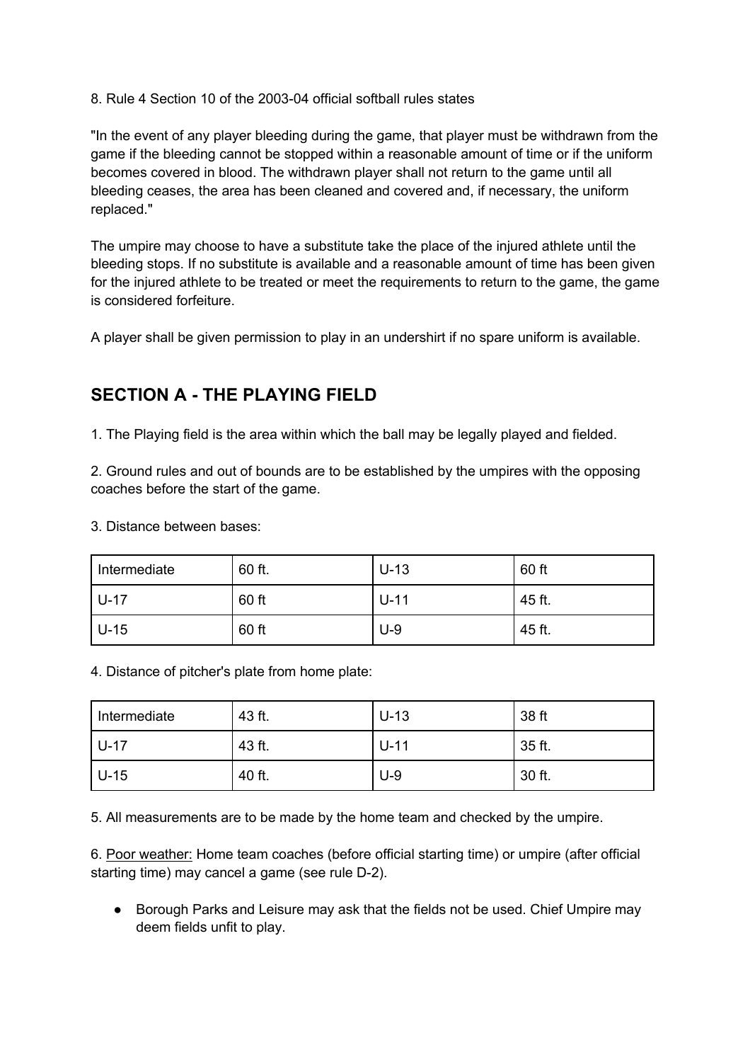8. Rule 4 Section 10 of the 2003-04 official softball rules states

"In the event of any player bleeding during the game, that player must be withdrawn from the game if the bleeding cannot be stopped within a reasonable amount of time or if the uniform becomes covered in blood. The withdrawn player shall not return to the game until all bleeding ceases, the area has been cleaned and covered and, if necessary, the uniform replaced."

The umpire may choose to have a substitute take the place of the injured athlete until the bleeding stops. If no substitute is available and a reasonable amount of time has been given for the injured athlete to be treated or meet the requirements to return to the game, the game is considered forfeiture.

A player shall be given permission to play in an undershirt if no spare uniform is available.

## SECTION A - THE PLAYING FIELD

1. The Playing field is the area within which the ball may be legally played and fielded.

2. Ground rules and out of bounds are to be established by the umpires with the opposing coaches before the start of the game.

3. Distance between bases:

| | | | |
|---|---|---|---|
| Intermediate | 60 ft. | U-13 | 60 ft |
| U-17 | 60 ft | U-11 | 45 ft. |
| U-15 | 60 ft | U-9 | 45 ft. |

4. Distance of pitcher's plate from home plate:

| | | | |
|---|---|---|---|
| Intermediate | 43 ft. | U-13 | 38 ft |
| U-17 | 43 ft. | U-11 | 35 ft. |
| U-15 | 40 ft. | U-9 | 30 ft. |

5. All measurements are to be made by the home team and checked by the umpire.

6. Poor weather: Home team coaches (before official starting time) or umpire (after official starting time) may cancel a game (see rule D-2).

- Borough Parks and Leisure may ask that the fields not be used. Chief Umpire may deem fields unfit to play.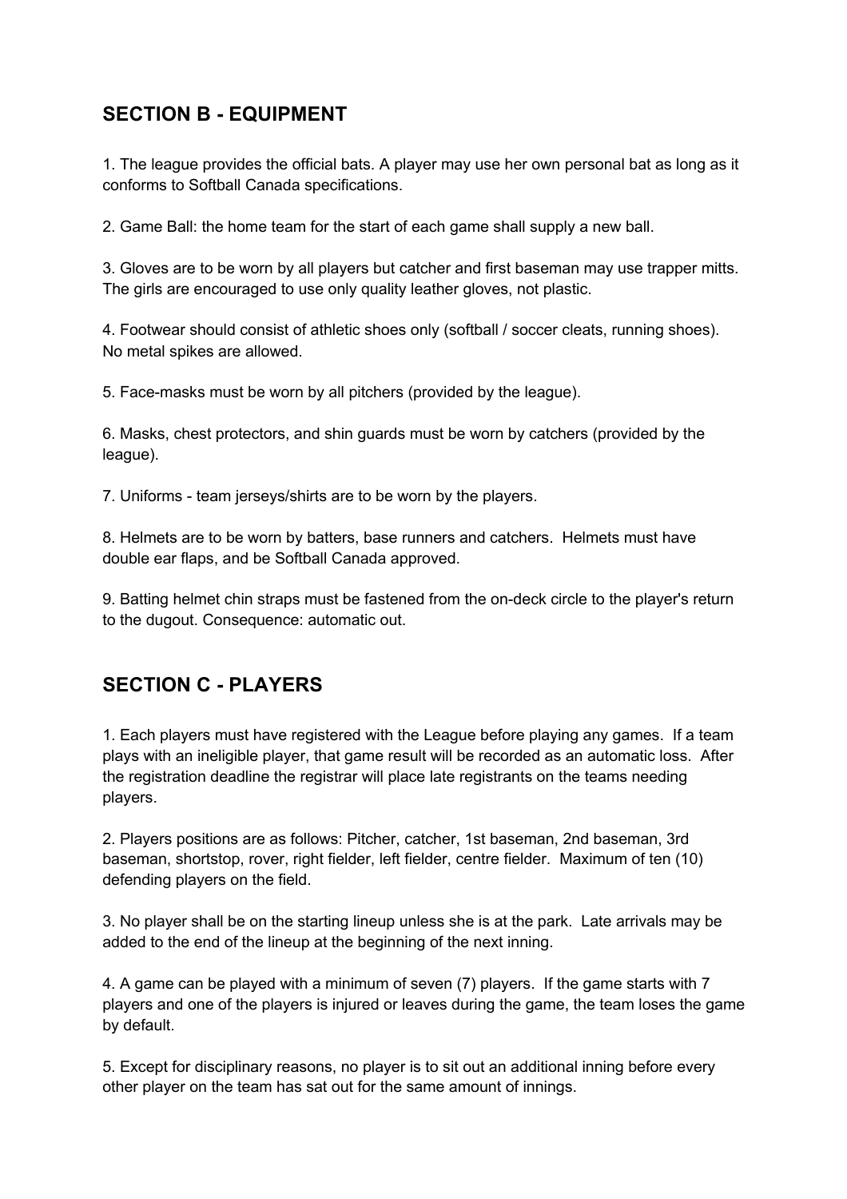## SECTION B - EQUIPMENT

1. The league provides the official bats. A player may use her own personal bat as long as it conforms to Softball Canada specifications.

2. Game Ball: the home team for the start of each game shall supply a new ball.

3. Gloves are to be worn by all players but catcher and first baseman may use trapper mitts. The girls are encouraged to use only quality leather gloves, not plastic.

4. Footwear should consist of athletic shoes only (softball / soccer cleats, running shoes). No metal spikes are allowed.

5. Face-masks must be worn by all pitchers (provided by the league).

6. Masks, chest protectors, and shin guards must be worn by catchers (provided by the league).

7. Uniforms - team jerseys/shirts are to be worn by the players.

8. Helmets are to be worn by batters, base runners and catchers. Helmets must have double ear flaps, and be Softball Canada approved.

9. Batting helmet chin straps must be fastened from the on-deck circle to the player's return to the dugout. Consequence: automatic out.

## SECTION C - PLAYERS

1. Each players must have registered with the League before playing any games. If a team plays with an ineligible player, that game result will be recorded as an automatic loss. After the registration deadline the registrar will place late registrants on the teams needing players.

2. Players positions are as follows: Pitcher, catcher, 1st baseman, 2nd baseman, 3rd baseman, shortstop, rover, right fielder, left fielder, centre fielder. Maximum of ten (10) defending players on the field.

3. No player shall be on the starting lineup unless she is at the park. Late arrivals may be added to the end of the lineup at the beginning of the next inning.

4. A game can be played with a minimum of seven (7) players. If the game starts with 7 players and one of the players is injured or leaves during the game, the team loses the game by default.

5. Except for disciplinary reasons, no player is to sit out an additional inning before every other player on the team has sat out for the same amount of innings.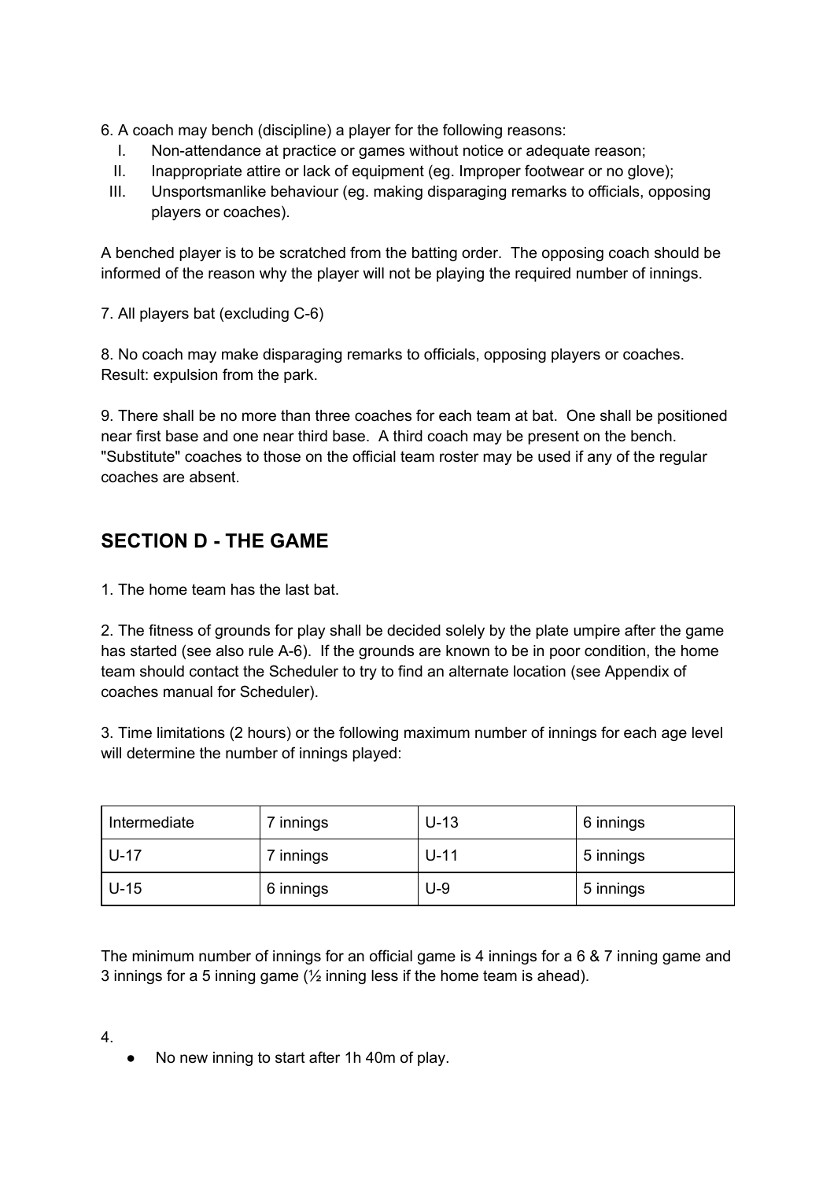6. A coach may bench (discipline) a player for the following reasons:

I. Non-attendance at practice or games without notice or adequate reason;
II. Inappropriate attire or lack of equipment (eg. Improper footwear or no glove);
III. Unsportsmanlike behaviour (eg. making disparaging remarks to officials, opposing players or coaches).

A benched player is to be scratched from the batting order. The opposing coach should be informed of the reason why the player will not be playing the required number of innings.

7. All players bat (excluding C-6)

8. No coach may make disparaging remarks to officials, opposing players or coaches. Result: expulsion from the park.

9. There shall be no more than three coaches for each team at bat. One shall be positioned near first base and one near third base. A third coach may be present on the bench. "Substitute" coaches to those on the official team roster may be used if any of the regular coaches are absent.

## SECTION D - THE GAME

1. The home team has the last bat.

2. The fitness of grounds for play shall be decided solely by the plate umpire after the game has started (see also rule A-6). If the grounds are known to be in poor condition, the home team should contact the Scheduler to try to find an alternate location (see Appendix of coaches manual for Scheduler).

3. Time limitations (2 hours) or the following maximum number of innings for each age level will determine the number of innings played:

| | | | |
|---|---|---|---|
| Intermediate | 7 innings | U-13 | 6 innings |
| U-17 | 7 innings | U-11 | 5 innings |
| U-15 | 6 innings | U-9 | 5 innings |

The minimum number of innings for an official game is 4 innings for a 6 & 7 inning game and 3 innings for a 5 inning game (½ inning less if the home team is ahead).

4.

- No new inning to start after 1h 40m of play.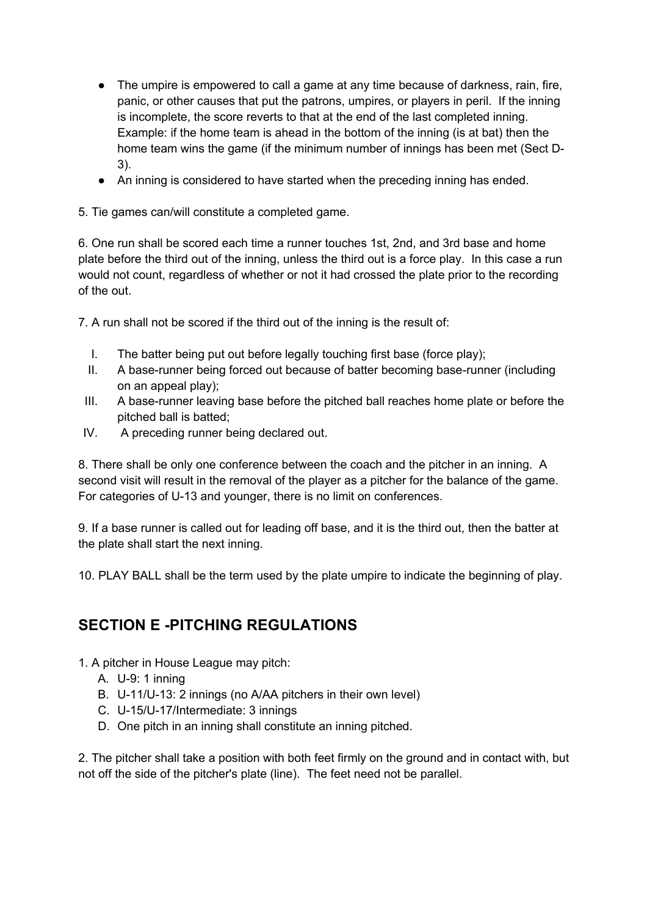- The umpire is empowered to call a game at any time because of darkness, rain, fire, panic, or other causes that put the patrons, umpires, or players in peril. If the inning is incomplete, the score reverts to that at the end of the last completed inning. Example: if the home team is ahead in the bottom of the inning (is at bat) then the home team wins the game (if the minimum number of innings has been met (Sect D-3).
- An inning is considered to have started when the preceding inning has ended.

5. Tie games can/will constitute a completed game.

6. One run shall be scored each time a runner touches 1st, 2nd, and 3rd base and home plate before the third out of the inning, unless the third out is a force play. In this case a run would not count, regardless of whether or not it had crossed the plate prior to the recording of the out.

7. A run shall not be scored if the third out of the inning is the result of:

   I. The batter being put out before legally touching first base (force play);
   II. A base-runner being forced out because of batter becoming base-runner (including on an appeal play);
   III. A base-runner leaving base before the pitched ball reaches home plate or before the pitched ball is batted;
   IV. A preceding runner being declared out.

8. There shall be only one conference between the coach and the pitcher in an inning. A second visit will result in the removal of the player as a pitcher for the balance of the game. For categories of U-13 and younger, there is no limit on conferences.

9. If a base runner is called out for leading off base, and it is the third out, then the batter at the plate shall start the next inning.

10. PLAY BALL shall be the term used by the plate umpire to indicate the beginning of play.

## SECTION E -PITCHING REGULATIONS

1. A pitcher in House League may pitch:
   A. U-9: 1 inning
   B. U-11/U-13: 2 innings (no A/AA pitchers in their own level)
   C. U-15/U-17/Intermediate: 3 innings
   D. One pitch in an inning shall constitute an inning pitched.

2. The pitcher shall take a position with both feet firmly on the ground and in contact with, but not off the side of the pitcher's plate (line). The feet need not be parallel.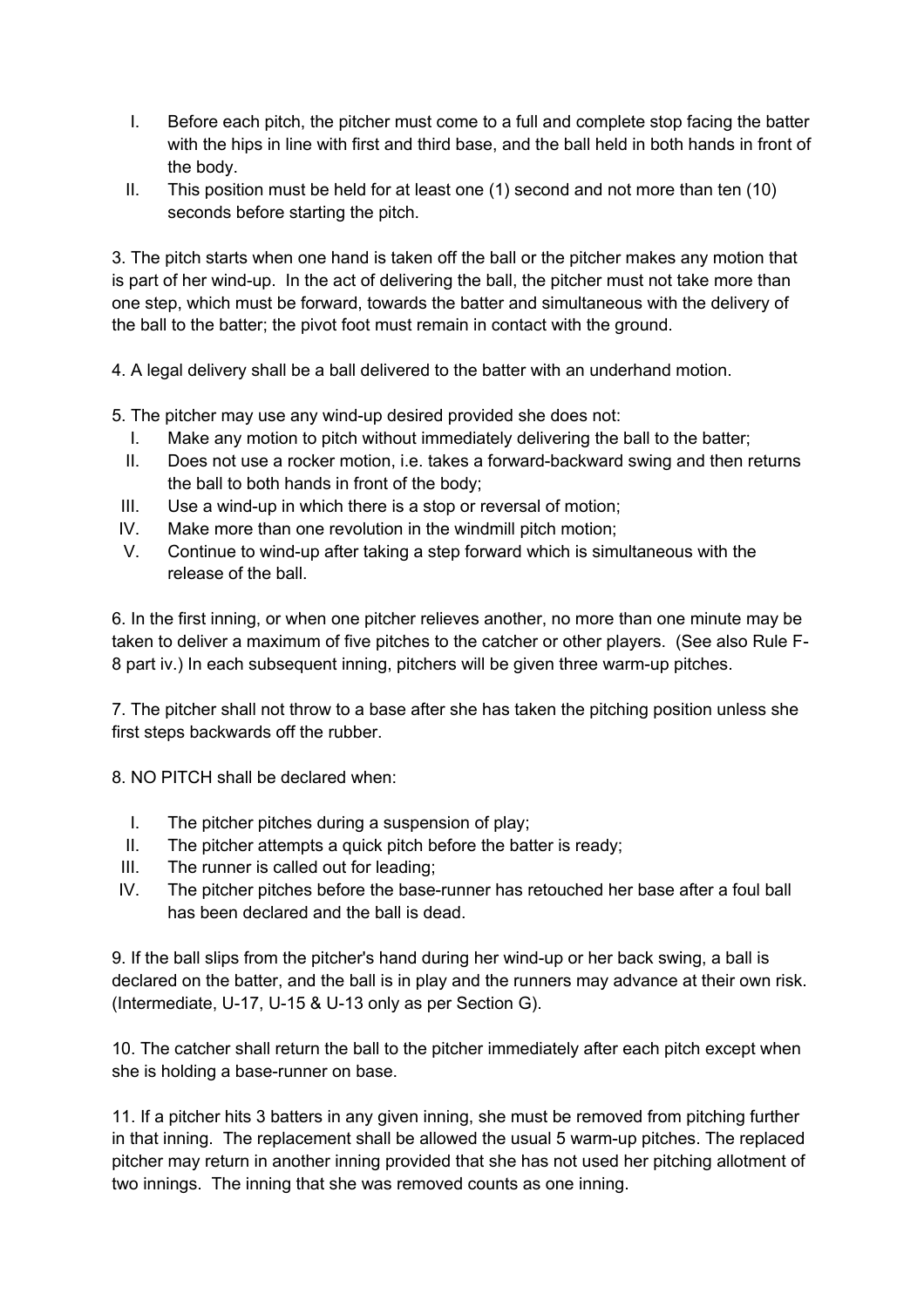I. Before each pitch, the pitcher must come to a full and complete stop facing the batter with the hips in line with first and third base, and the ball held in both hands in front of the body.
II. This position must be held for at least one (1) second and not more than ten (10) seconds before starting the pitch.

3. The pitch starts when one hand is taken off the ball or the pitcher makes any motion that is part of her wind-up. In the act of delivering the ball, the pitcher must not take more than one step, which must be forward, towards the batter and simultaneous with the delivery of the ball to the batter; the pivot foot must remain in contact with the ground.

4. A legal delivery shall be a ball delivered to the batter with an underhand motion.

5. The pitcher may use any wind-up desired provided she does not:
   I. Make any motion to pitch without immediately delivering the ball to the batter;
   II. Does not use a rocker motion, i.e. takes a forward-backward swing and then returns the ball to both hands in front of the body;
   III. Use a wind-up in which there is a stop or reversal of motion;
   IV. Make more than one revolution in the windmill pitch motion;
   V. Continue to wind-up after taking a step forward which is simultaneous with the release of the ball.

6. In the first inning, or when one pitcher relieves another, no more than one minute may be taken to deliver a maximum of five pitches to the catcher or other players. (See also Rule F-8 part iv.) In each subsequent inning, pitchers will be given three warm-up pitches.

7. The pitcher shall not throw to a base after she has taken the pitching position unless she first steps backwards off the rubber.

8. NO PITCH shall be declared when:
   I. The pitcher pitches during a suspension of play;
   II. The pitcher attempts a quick pitch before the batter is ready;
   III. The runner is called out for leading;
   IV. The pitcher pitches before the base-runner has retouched her base after a foul ball has been declared and the ball is dead.

9. If the ball slips from the pitcher's hand during her wind-up or her back swing, a ball is declared on the batter, and the ball is in play and the runners may advance at their own risk. (Intermediate, U-17, U-15 & U-13 only as per Section G).

10. The catcher shall return the ball to the pitcher immediately after each pitch except when she is holding a base-runner on base.

11. If a pitcher hits 3 batters in any given inning, she must be removed from pitching further in that inning. The replacement shall be allowed the usual 5 warm-up pitches. The replaced pitcher may return in another inning provided that she has not used her pitching allotment of two innings. The inning that she was removed counts as one inning.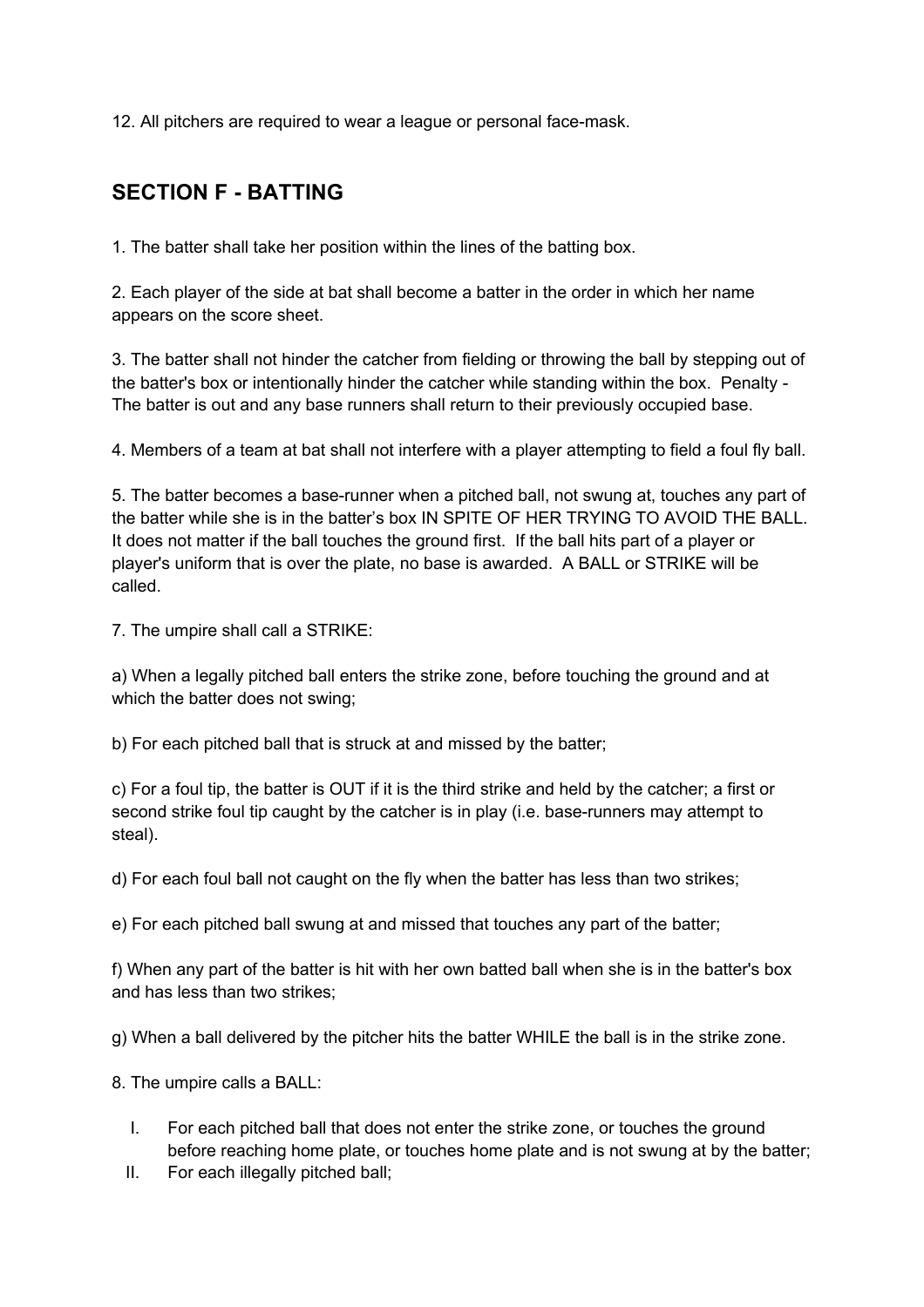12. All pitchers are required to wear a league or personal face-mask.

## SECTION F - BATTING

1. The batter shall take her position within the lines of the batting box.

2. Each player of the side at bat shall become a batter in the order in which her name appears on the score sheet.

3. The batter shall not hinder the catcher from fielding or throwing the ball by stepping out of the batter's box or intentionally hinder the catcher while standing within the box. Penalty - The batter is out and any base runners shall return to their previously occupied base.

4. Members of a team at bat shall not interfere with a player attempting to field a foul fly ball.

5. The batter becomes a base-runner when a pitched ball, not swung at, touches any part of the batter while she is in the batter's box IN SPITE OF HER TRYING TO AVOID THE BALL. It does not matter if the ball touches the ground first. If the ball hits part of a player or player's uniform that is over the plate, no base is awarded. A BALL or STRIKE will be called.

7. The umpire shall call a STRIKE:

a) When a legally pitched ball enters the strike zone, before touching the ground and at which the batter does not swing;

b) For each pitched ball that is struck at and missed by the batter;

c) For a foul tip, the batter is OUT if it is the third strike and held by the catcher; a first or second strike foul tip caught by the catcher is in play (i.e. base-runners may attempt to steal).

d) For each foul ball not caught on the fly when the batter has less than two strikes;

e) For each pitched ball swung at and missed that touches any part of the batter;

f) When any part of the batter is hit with her own batted ball when she is in the batter's box and has less than two strikes;

g) When a ball delivered by the pitcher hits the batter WHILE the ball is in the strike zone.

8. The umpire calls a BALL:

I. For each pitched ball that does not enter the strike zone, or touches the ground before reaching home plate, or touches home plate and is not swung at by the batter;
II. For each illegally pitched ball;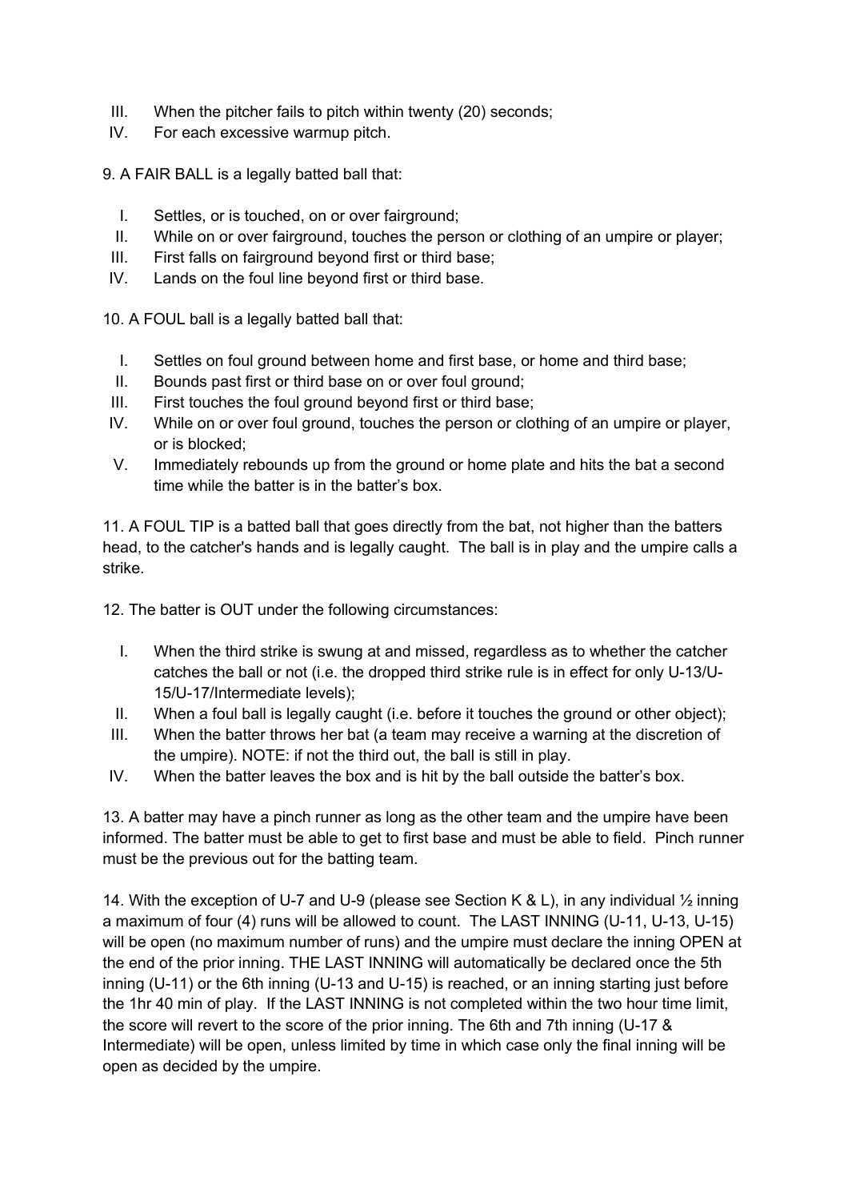III. When the pitcher fails to pitch within twenty (20) seconds;
IV. For each excessive warmup pitch.

9. A FAIR BALL is a legally batted ball that:

I. Settles, or is touched, on or over fairground;
II. While on or over fairground, touches the person or clothing of an umpire or player;
III. First falls on fairground beyond first or third base;
IV. Lands on the foul line beyond first or third base.

10. A FOUL ball is a legally batted ball that:

I. Settles on foul ground between home and first base, or home and third base;
II. Bounds past first or third base on or over foul ground;
III. First touches the foul ground beyond first or third base;
IV. While on or over foul ground, touches the person or clothing of an umpire or player, or is blocked;
V. Immediately rebounds up from the ground or home plate and hits the bat a second time while the batter is in the batter's box.

11. A FOUL TIP is a batted ball that goes directly from the bat, not higher than the batters head, to the catcher's hands and is legally caught. The ball is in play and the umpire calls a strike.

12. The batter is OUT under the following circumstances:

I. When the third strike is swung at and missed, regardless as to whether the catcher catches the ball or not (i.e. the dropped third strike rule is in effect for only U-13/U-15/U-17/Intermediate levels);
II. When a foul ball is legally caught (i.e. before it touches the ground or other object);
III. When the batter throws her bat (a team may receive a warning at the discretion of the umpire). NOTE: if not the third out, the ball is still in play.
IV. When the batter leaves the box and is hit by the ball outside the batter's box.

13. A batter may have a pinch runner as long as the other team and the umpire have been informed. The batter must be able to get to first base and must be able to field. Pinch runner must be the previous out for the batting team.

14. With the exception of U-7 and U-9 (please see Section K & L), in any individual ½ inning a maximum of four (4) runs will be allowed to count. The LAST INNING (U-11, U-13, U-15) will be open (no maximum number of runs) and the umpire must declare the inning OPEN at the end of the prior inning. THE LAST INNING will automatically be declared once the 5th inning (U-11) or the 6th inning (U-13 and U-15) is reached, or an inning starting just before the 1hr 40 min of play. If the LAST INNING is not completed within the two hour time limit, the score will revert to the score of the prior inning. The 6th and 7th inning (U-17 & Intermediate) will be open, unless limited by time in which case only the final inning will be open as decided by the umpire.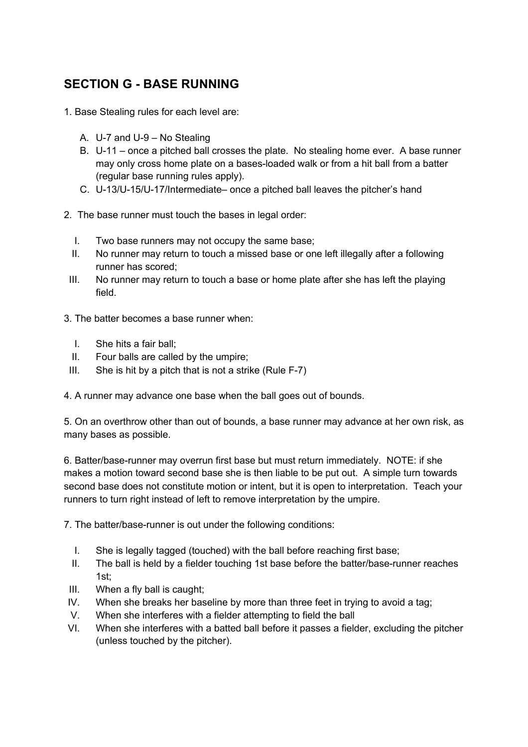## SECTION G - BASE RUNNING

1. Base Stealing rules for each level are:

   A. U-7 and U-9 – No Stealing
   B. U-11 – once a pitched ball crosses the plate. No stealing home ever. A base runner may only cross home plate on a bases-loaded walk or from a hit ball from a batter (regular base running rules apply).
   C. U-13/U-15/U-17/Intermediate– once a pitched ball leaves the pitcher's hand

2. The base runner must touch the bases in legal order:

   I. Two base runners may not occupy the same base;
   II. No runner may return to touch a missed base or one left illegally after a following runner has scored;
   III. No runner may return to touch a base or home plate after she has left the playing field.

3. The batter becomes a base runner when:

   I. She hits a fair ball;
   II. Four balls are called by the umpire;
   III. She is hit by a pitch that is not a strike (Rule F-7)

4. A runner may advance one base when the ball goes out of bounds.

5. On an overthrow other than out of bounds, a base runner may advance at her own risk, as many bases as possible.

6. Batter/base-runner may overrun first base but must return immediately. NOTE: if she makes a motion toward second base she is then liable to be put out. A simple turn towards second base does not constitute motion or intent, but it is open to interpretation. Teach your runners to turn right instead of left to remove interpretation by the umpire.

7. The batter/base-runner is out under the following conditions:

   I. She is legally tagged (touched) with the ball before reaching first base;
   II. The ball is held by a fielder touching 1st base before the batter/base-runner reaches 1st;
   III. When a fly ball is caught;
   IV. When she breaks her baseline by more than three feet in trying to avoid a tag;
   V. When she interferes with a fielder attempting to field the ball
   VI. When she interferes with a batted ball before it passes a fielder, excluding the pitcher (unless touched by the pitcher).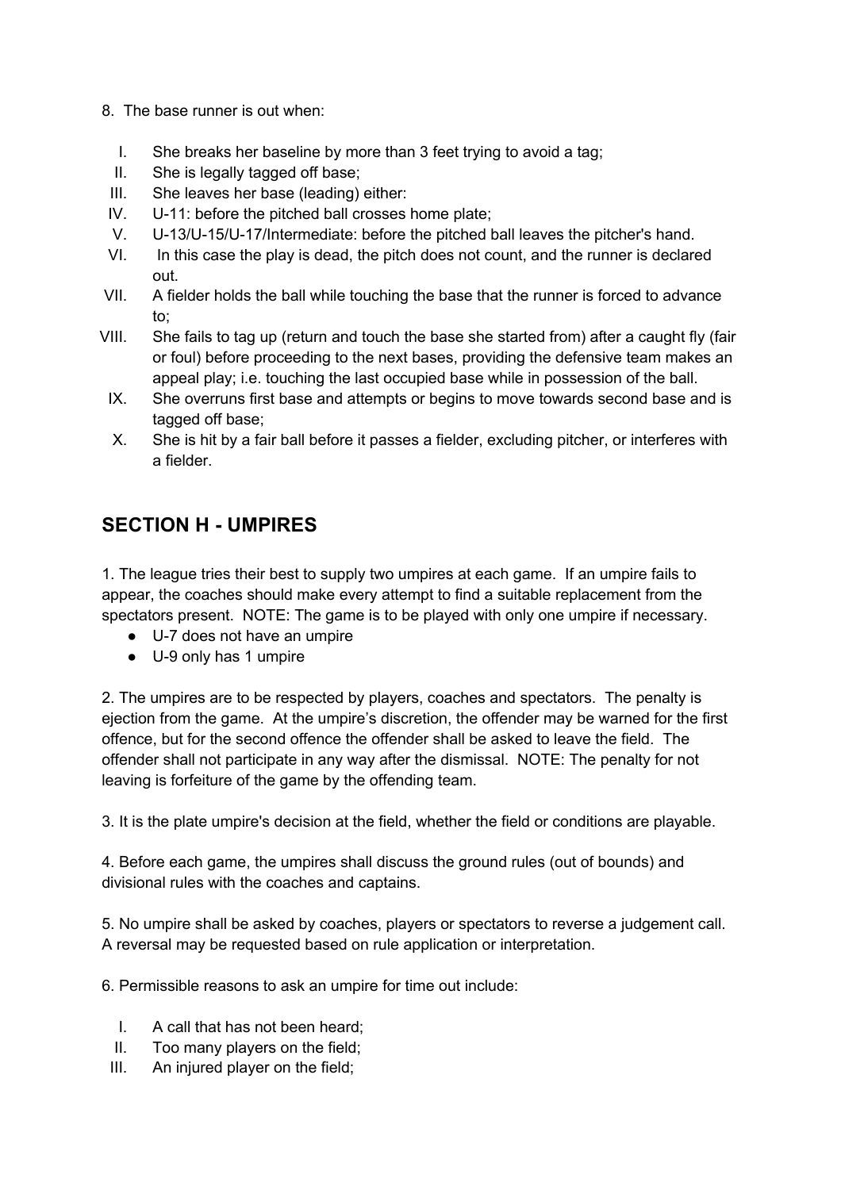8. The base runner is out when:

I. She breaks her baseline by more than 3 feet trying to avoid a tag;
II. She is legally tagged off base;
III. She leaves her base (leading) either:
IV. U-11: before the pitched ball crosses home plate;
V. U-13/U-15/U-17/Intermediate: before the pitched ball leaves the pitcher's hand.
VI. In this case the play is dead, the pitch does not count, and the runner is declared out.
VII. A fielder holds the ball while touching the base that the runner is forced to advance to;
VIII. She fails to tag up (return and touch the base she started from) after a caught fly (fair or foul) before proceeding to the next bases, providing the defensive team makes an appeal play; i.e. touching the last occupied base while in possession of the ball.
IX. She overruns first base and attempts or begins to move towards second base and is tagged off base;
X. She is hit by a fair ball before it passes a fielder, excluding pitcher, or interferes with a fielder.

## SECTION H - UMPIRES

1. The league tries their best to supply two umpires at each game. If an umpire fails to appear, the coaches should make every attempt to find a suitable replacement from the spectators present. NOTE: The game is to be played with only one umpire if necessary.

- U-7 does not have an umpire
- U-9 only has 1 umpire

2. The umpires are to be respected by players, coaches and spectators. The penalty is ejection from the game. At the umpire's discretion, the offender may be warned for the first offence, but for the second offence the offender shall be asked to leave the field. The offender shall not participate in any way after the dismissal. NOTE: The penalty for not leaving is forfeiture of the game by the offending team.

3. It is the plate umpire's decision at the field, whether the field or conditions are playable.

4. Before each game, the umpires shall discuss the ground rules (out of bounds) and divisional rules with the coaches and captains.

5. No umpire shall be asked by coaches, players or spectators to reverse a judgement call. A reversal may be requested based on rule application or interpretation.

6. Permissible reasons to ask an umpire for time out include:

I. A call that has not been heard;
II. Too many players on the field;
III. An injured player on the field;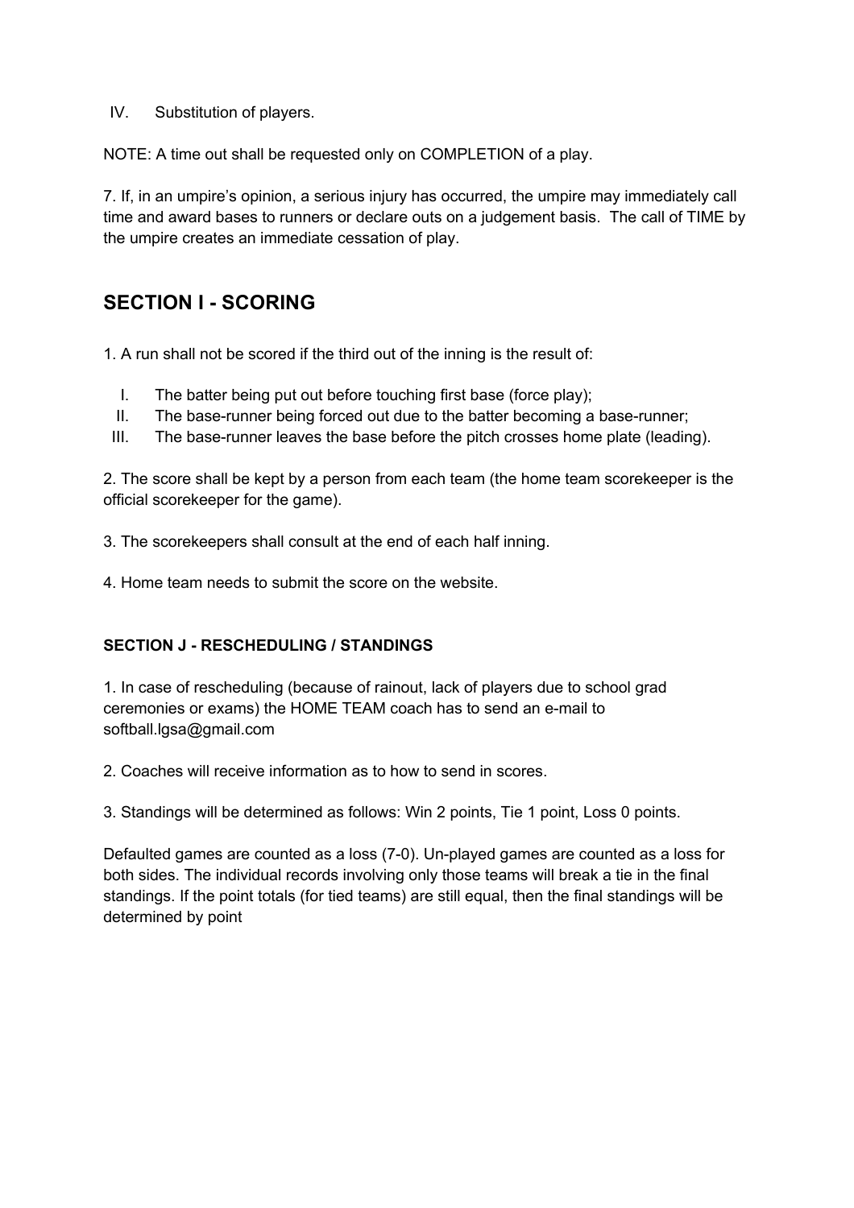IV. Substitution of players.

NOTE: A time out shall be requested only on COMPLETION of a play.

7. If, in an umpire's opinion, a serious injury has occurred, the umpire may immediately call time and award bases to runners or declare outs on a judgement basis. The call of TIME by the umpire creates an immediate cessation of play.

## SECTION I - SCORING

1. A run shall not be scored if the third out of the inning is the result of:

   I. The batter being put out before touching first base (force play);
   II. The base-runner being forced out due to the batter becoming a base-runner;
   III. The base-runner leaves the base before the pitch crosses home plate (leading).

2. The score shall be kept by a person from each team (the home team scorekeeper is the official scorekeeper for the game).

3. The scorekeepers shall consult at the end of each half inning.

4. Home team needs to submit the score on the website.

### SECTION J - RESCHEDULING / STANDINGS

1. In case of rescheduling (because of rainout, lack of players due to school grad ceremonies or exams) the HOME TEAM coach has to send an e-mail to softball.lgsa@gmail.com

2. Coaches will receive information as to how to send in scores.

3. Standings will be determined as follows: Win 2 points, Tie 1 point, Loss 0 points.

Defaulted games are counted as a loss (7-0). Un-played games are counted as a loss for both sides. The individual records involving only those teams will break a tie in the final standings. If the point totals (for tied teams) are still equal, then the final standings will be determined by point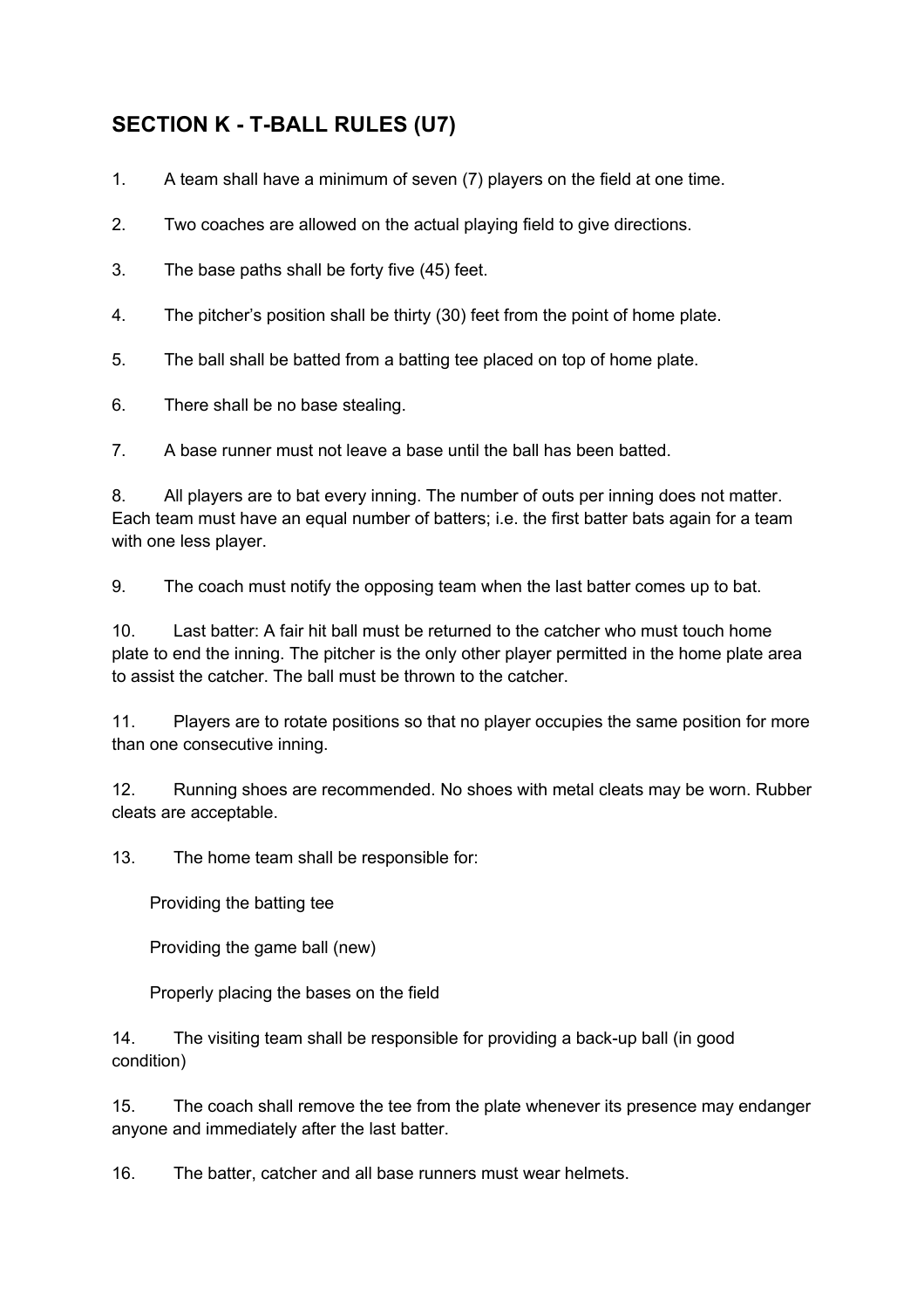## SECTION K - T-BALL RULES (U7)

1. A team shall have a minimum of seven (7) players on the field at one time.

2. Two coaches are allowed on the actual playing field to give directions.

3. The base paths shall be forty five (45) feet.

4. The pitcher's position shall be thirty (30) feet from the point of home plate.

5. The ball shall be batted from a batting tee placed on top of home plate.

6. There shall be no base stealing.

7. A base runner must not leave a base until the ball has been batted.

8. All players are to bat every inning. The number of outs per inning does not matter. Each team must have an equal number of batters; i.e. the first batter bats again for a team with one less player.

9. The coach must notify the opposing team when the last batter comes up to bat.

10. Last batter: A fair hit ball must be returned to the catcher who must touch home plate to end the inning. The pitcher is the only other player permitted in the home plate area to assist the catcher. The ball must be thrown to the catcher.

11. Players are to rotate positions so that no player occupies the same position for more than one consecutive inning.

12. Running shoes are recommended. No shoes with metal cleats may be worn. Rubber cleats are acceptable.

13. The home team shall be responsible for:

    Providing the batting tee

    Providing the game ball (new)

    Properly placing the bases on the field

14. The visiting team shall be responsible for providing a back-up ball (in good condition)

15. The coach shall remove the tee from the plate whenever its presence may endanger anyone and immediately after the last batter.

16. The batter, catcher and all base runners must wear helmets.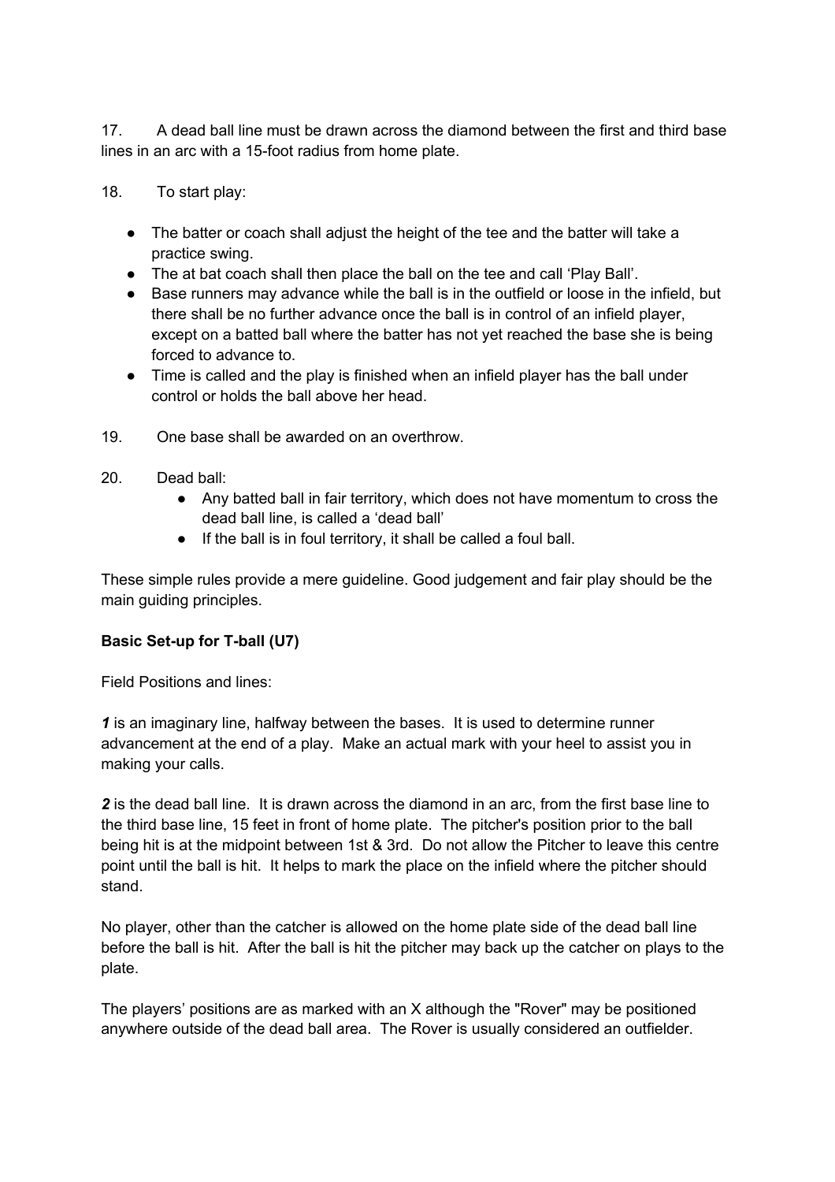17. A dead ball line must be drawn across the diamond between the first and third base lines in an arc with a 15-foot radius from home plate.

18. To start play:

- The batter or coach shall adjust the height of the tee and the batter will take a practice swing.
- The at bat coach shall then place the ball on the tee and call 'Play Ball'.
- Base runners may advance while the ball is in the outfield or loose in the infield, but there shall be no further advance once the ball is in control of an infield player, except on a batted ball where the batter has not yet reached the base she is being forced to advance to.
- Time is called and the play is finished when an infield player has the ball under control or holds the ball above her head.

19. One base shall be awarded on an overthrow.

20. Dead ball:
    - Any batted ball in fair territory, which does not have momentum to cross the dead ball line, is called a 'dead ball'
    - If the ball is in foul territory, it shall be called a foul ball.

These simple rules provide a mere guideline. Good judgement and fair play should be the main guiding principles.

**Basic Set-up for T-ball (U7)**

Field Positions and lines:

***1*** is an imaginary line, halfway between the bases. It is used to determine runner advancement at the end of a play. Make an actual mark with your heel to assist you in making your calls.

***2*** is the dead ball line. It is drawn across the diamond in an arc, from the first base line to the third base line, 15 feet in front of home plate. The pitcher's position prior to the ball being hit is at the midpoint between 1st & 3rd. Do not allow the Pitcher to leave this centre point until the ball is hit. It helps to mark the place on the infield where the pitcher should stand.

No player, other than the catcher is allowed on the home plate side of the dead ball line before the ball is hit. After the ball is hit the pitcher may back up the catcher on plays to the plate.

The players' positions are as marked with an X although the "Rover" may be positioned anywhere outside of the dead ball area. The Rover is usually considered an outfielder.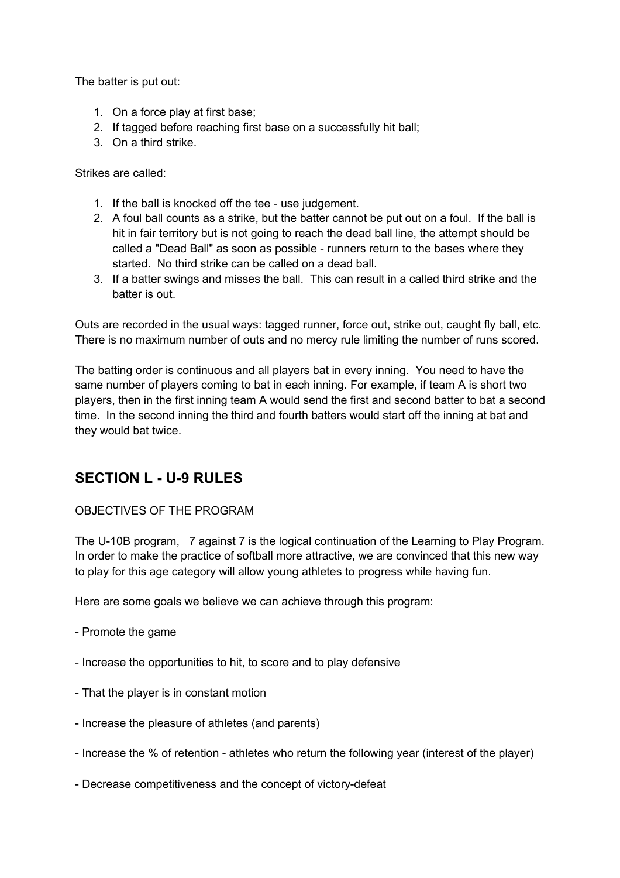The batter is put out:

1. On a force play at first base;
2. If tagged before reaching first base on a successfully hit ball;
3. On a third strike.

Strikes are called:

1. If the ball is knocked off the tee - use judgement.
2. A foul ball counts as a strike, but the batter cannot be put out on a foul. If the ball is hit in fair territory but is not going to reach the dead ball line, the attempt should be called a "Dead Ball" as soon as possible - runners return to the bases where they started. No third strike can be called on a dead ball.
3. If a batter swings and misses the ball. This can result in a called third strike and the batter is out.

Outs are recorded in the usual ways: tagged runner, force out, strike out, caught fly ball, etc. There is no maximum number of outs and no mercy rule limiting the number of runs scored.

The batting order is continuous and all players bat in every inning. You need to have the same number of players coming to bat in each inning. For example, if team A is short two players, then in the first inning team A would send the first and second batter to bat a second time. In the second inning the third and fourth batters would start off the inning at bat and they would bat twice.

## SECTION L - U-9 RULES

OBJECTIVES OF THE PROGRAM

The U-10B program, 7 against 7 is the logical continuation of the Learning to Play Program. In order to make the practice of softball more attractive, we are convinced that this new way to play for this age category will allow young athletes to progress while having fun.

Here are some goals we believe we can achieve through this program:

- Promote the game

- Increase the opportunities to hit, to score and to play defensive

- That the player is in constant motion

- Increase the pleasure of athletes (and parents)

- Increase the % of retention - athletes who return the following year (interest of the player)

- Decrease competitiveness and the concept of victory-defeat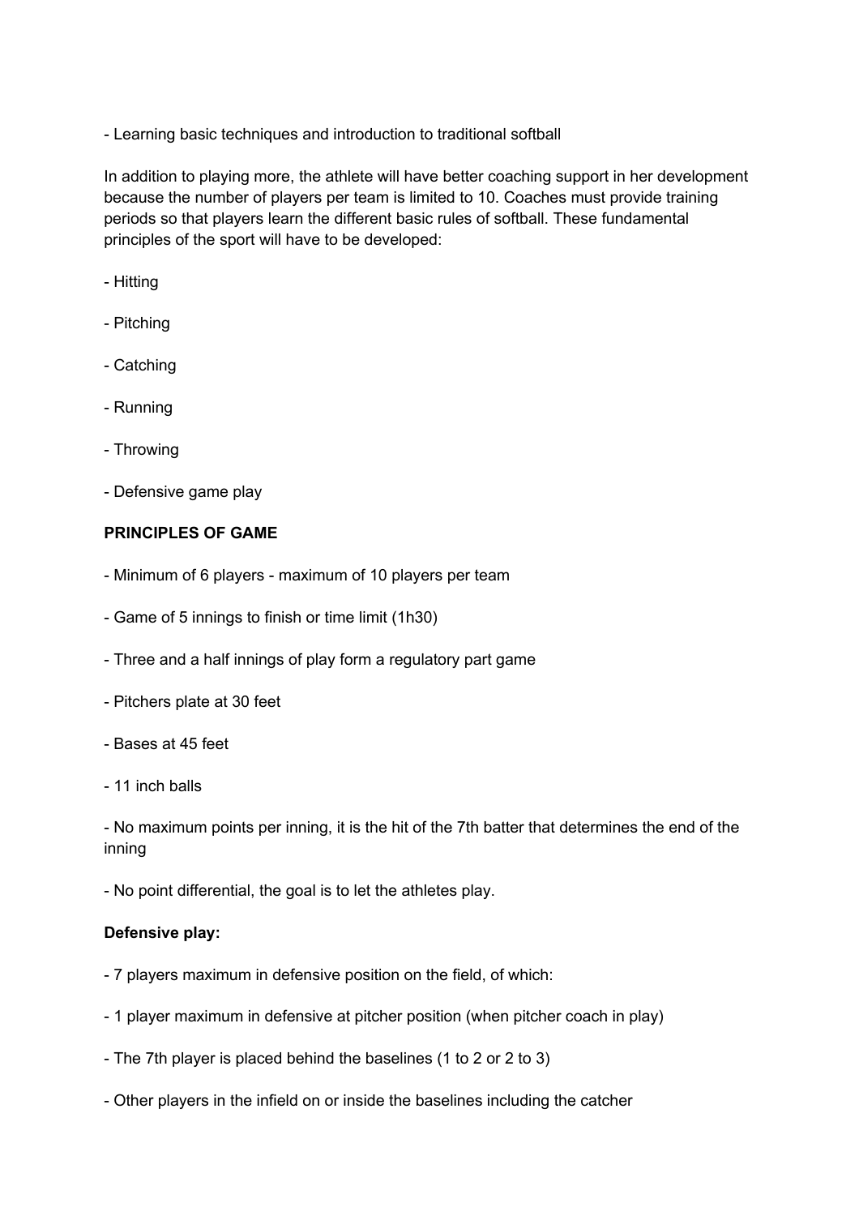- Learning basic techniques and introduction to traditional softball

In addition to playing more, the athlete will have better coaching support in her development because the number of players per team is limited to 10. Coaches must provide training periods so that players learn the different basic rules of softball. These fundamental principles of the sport will have to be developed:

- Hitting

- Pitching

- Catching

- Running

- Throwing

- Defensive game play

**PRINCIPLES OF GAME**

- Minimum of 6 players - maximum of 10 players per team

- Game of 5 innings to finish or time limit (1h30)

- Three and a half innings of play form a regulatory part game

- Pitchers plate at 30 feet

- Bases at 45 feet

- 11 inch balls

- No maximum points per inning, it is the hit of the 7th batter that determines the end of the inning

- No point differential, the goal is to let the athletes play.

**Defensive play:**

- 7 players maximum in defensive position on the field, of which:

- 1 player maximum in defensive at pitcher position (when pitcher coach in play)

- The 7th player is placed behind the baselines (1 to 2 or 2 to 3)

- Other players in the infield on or inside the baselines including the catcher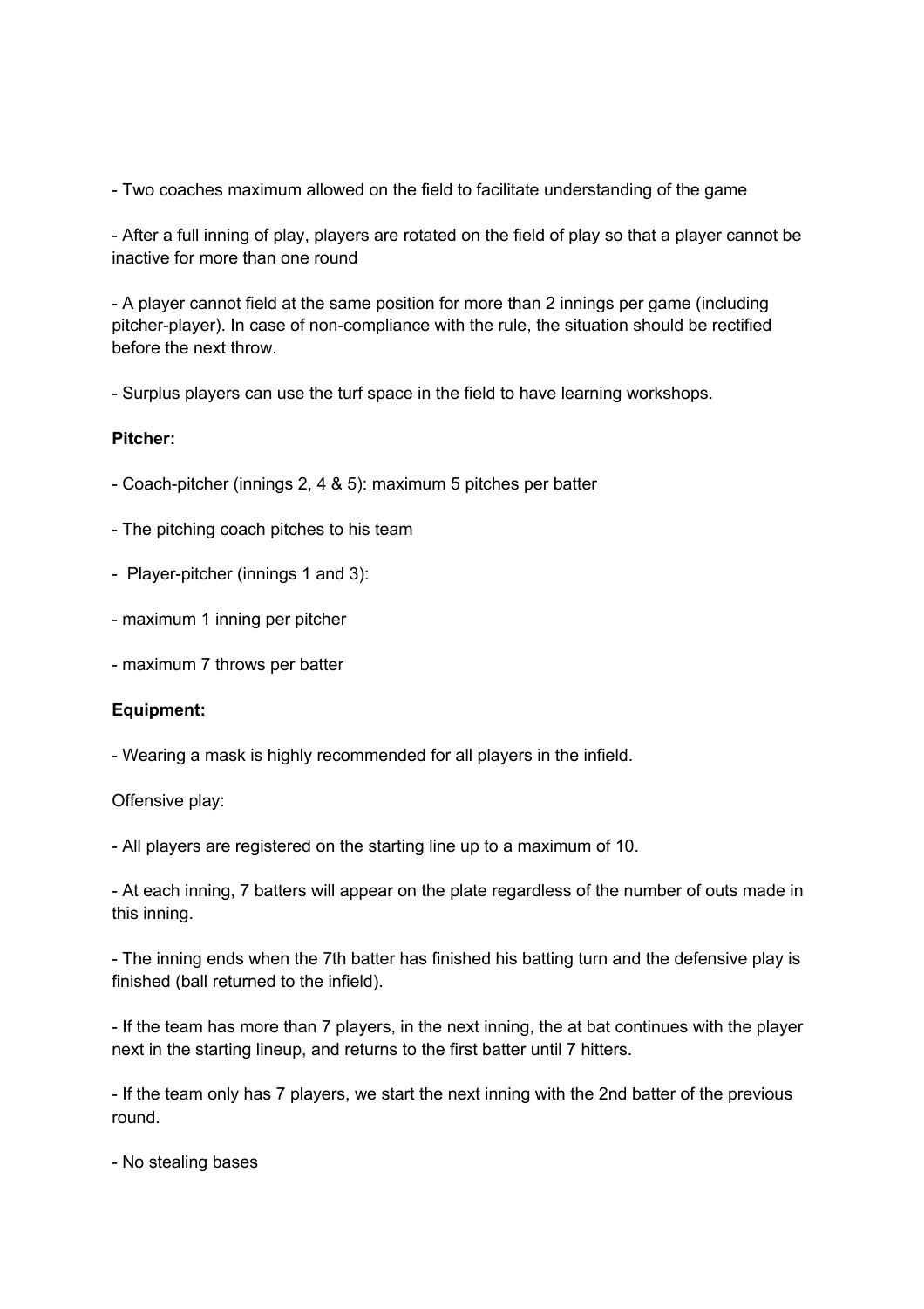- Two coaches maximum allowed on the field to facilitate understanding of the game

- After a full inning of play, players are rotated on the field of play so that a player cannot be inactive for more than one round

- A player cannot field at the same position for more than 2 innings per game (including pitcher-player). In case of non-compliance with the rule, the situation should be rectified before the next throw.

- Surplus players can use the turf space in the field to have learning workshops.

**Pitcher:**

- Coach-pitcher (innings 2, 4 & 5): maximum 5 pitches per batter

- The pitching coach pitches to his team

- Player-pitcher (innings 1 and 3):

- maximum 1 inning per pitcher

- maximum 7 throws per batter

**Equipment:**

- Wearing a mask is highly recommended for all players in the infield.

Offensive play:

- All players are registered on the starting line up to a maximum of 10.

- At each inning, 7 batters will appear on the plate regardless of the number of outs made in this inning.

- The inning ends when the 7th batter has finished his batting turn and the defensive play is finished (ball returned to the infield).

- If the team has more than 7 players, in the next inning, the at bat continues with the player next in the starting lineup, and returns to the first batter until 7 hitters.

- If the team only has 7 players, we start the next inning with the 2nd batter of the previous round.

- No stealing bases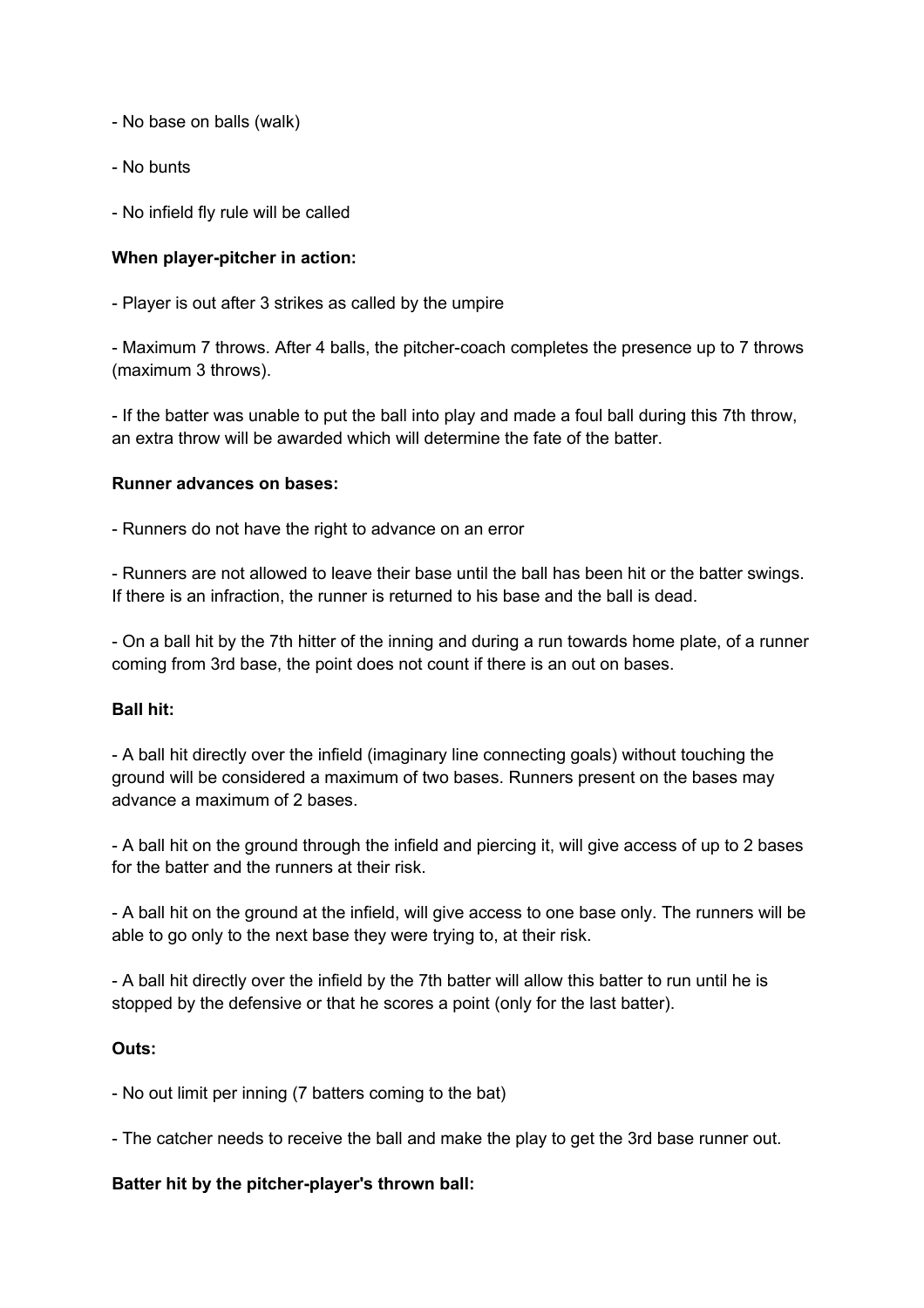- No base on balls (walk)

- No bunts

- No infield fly rule will be called

**When player-pitcher in action:**

- Player is out after 3 strikes as called by the umpire

- Maximum 7 throws. After 4 balls, the pitcher-coach completes the presence up to 7 throws (maximum 3 throws).

- If the batter was unable to put the ball into play and made a foul ball during this 7th throw, an extra throw will be awarded which will determine the fate of the batter.

**Runner advances on bases:**

- Runners do not have the right to advance on an error

- Runners are not allowed to leave their base until the ball has been hit or the batter swings. If there is an infraction, the runner is returned to his base and the ball is dead.

- On a ball hit by the 7th hitter of the inning and during a run towards home plate, of a runner coming from 3rd base, the point does not count if there is an out on bases.

**Ball hit:**

- A ball hit directly over the infield (imaginary line connecting goals) without touching the ground will be considered a maximum of two bases. Runners present on the bases may advance a maximum of 2 bases.

- A ball hit on the ground through the infield and piercing it, will give access of up to 2 bases for the batter and the runners at their risk.

- A ball hit on the ground at the infield, will give access to one base only. The runners will be able to go only to the next base they were trying to, at their risk.

- A ball hit directly over the infield by the 7th batter will allow this batter to run until he is stopped by the defensive or that he scores a point (only for the last batter).

**Outs:**

- No out limit per inning (7 batters coming to the bat)

- The catcher needs to receive the ball and make the play to get the 3rd base runner out.

**Batter hit by the pitcher-player's thrown ball:**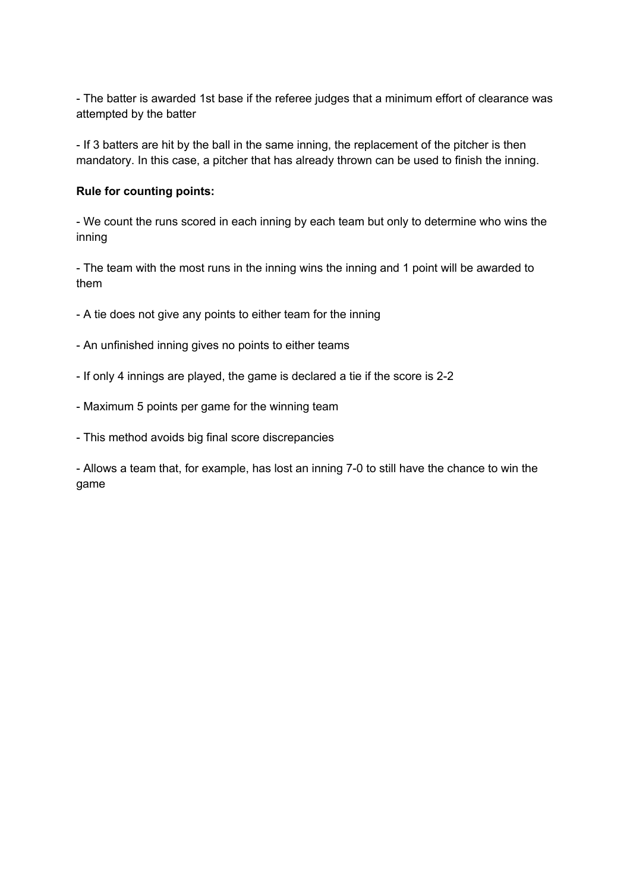- The batter is awarded 1st base if the referee judges that a minimum effort of clearance was attempted by the batter

- If 3 batters are hit by the ball in the same inning, the replacement of the pitcher is then mandatory. In this case, a pitcher that has already thrown can be used to finish the inning.

**Rule for counting points:**

- We count the runs scored in each inning by each team but only to determine who wins the inning

- The team with the most runs in the inning wins the inning and 1 point will be awarded to them

- A tie does not give any points to either team for the inning

- An unfinished inning gives no points to either teams

- If only 4 innings are played, the game is declared a tie if the score is 2-2

- Maximum 5 points per game for the winning team

- This method avoids big final score discrepancies

- Allows a team that, for example, has lost an inning 7-0 to still have the chance to win the game